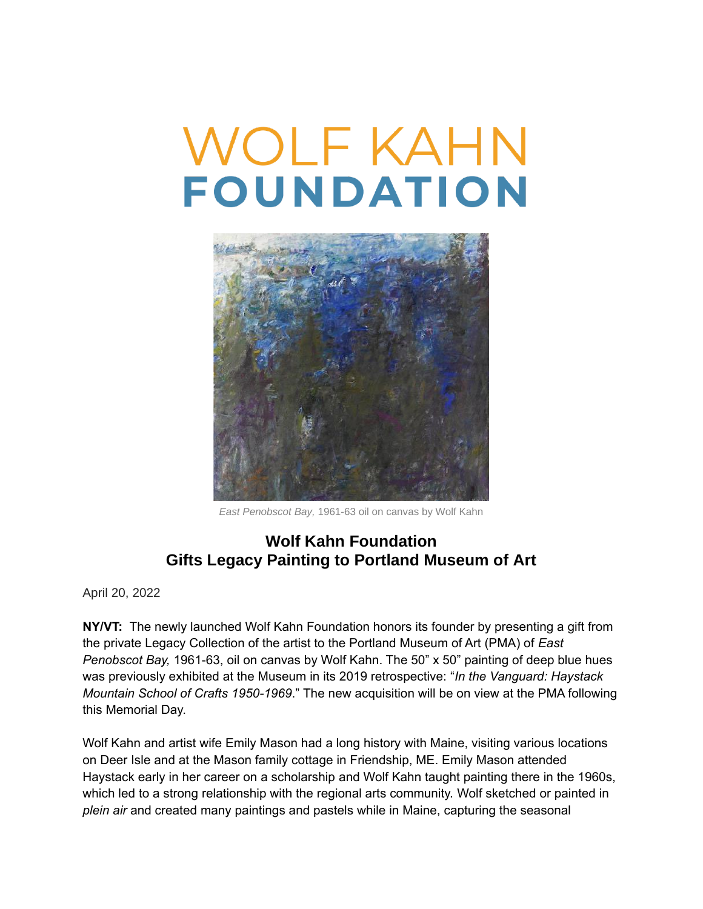# WOLF KAHN FOUNDATION

*East Penobscot Bay,* 1961-63 oil on canvas by Wolf Kahn

## Wolf Kahn Foundation
## Gifts Legacy Painting to Portland Museum of Art

April 20, 2022

**NY/VT:** The newly launched Wolf Kahn Foundation honors its founder by presenting a gift from the private Legacy Collection of the artist to the Portland Museum of Art (PMA) of *East Penobscot Bay,* 1961-63, oil on canvas by Wolf Kahn. The 50" x 50" painting of deep blue hues was previously exhibited at the Museum in its 2019 retrospective: "*In the Vanguard: Haystack Mountain School of Crafts 1950-1969*." The new acquisition will be on view at the PMA following this Memorial Day.

Wolf Kahn and artist wife Emily Mason had a long history with Maine, visiting various locations on Deer Isle and at the Mason family cottage in Friendship, ME. Emily Mason attended Haystack early in her career on a scholarship and Wolf Kahn taught painting there in the 1960s, which led to a strong relationship with the regional arts community. Wolf sketched or painted in *plein air* and created many paintings and pastels while in Maine, capturing the seasonal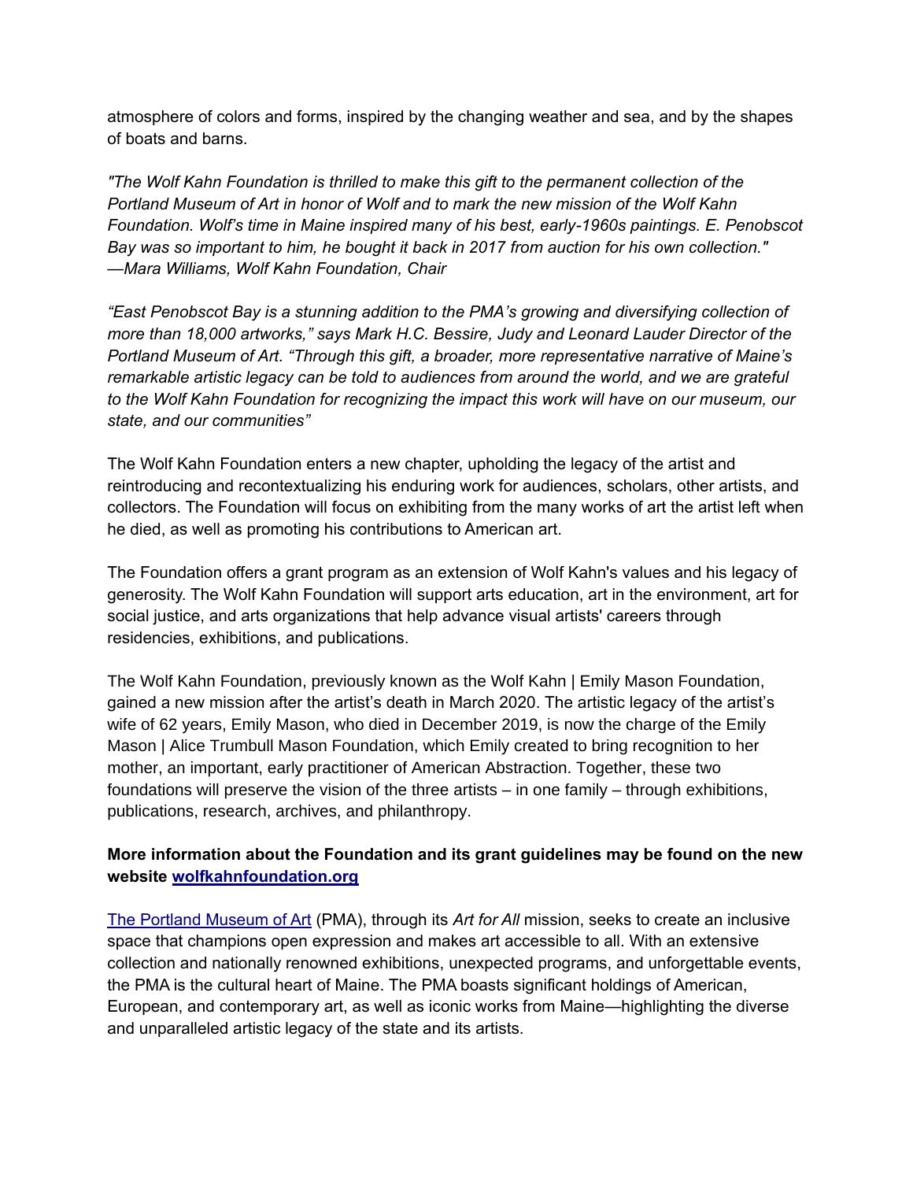atmosphere of colors and forms, inspired by the changing weather and sea, and by the shapes of boats and barns.

*"The Wolf Kahn Foundation is thrilled to make this gift to the permanent collection of the Portland Museum of Art in honor of Wolf and to mark the new mission of the Wolf Kahn Foundation. Wolf's time in Maine inspired many of his best, early-1960s paintings. E. Penobscot Bay was so important to him, he bought it back in 2017 from auction for his own collection." —Mara Williams, Wolf Kahn Foundation, Chair*

*"East Penobscot Bay is a stunning addition to the PMA's growing and diversifying collection of more than 18,000 artworks," says Mark H.C. Bessire, Judy and Leonard Lauder Director of the Portland Museum of Art. "Through this gift, a broader, more representative narrative of Maine's remarkable artistic legacy can be told to audiences from around the world, and we are grateful to the Wolf Kahn Foundation for recognizing the impact this work will have on our museum, our state, and our communities"*

The Wolf Kahn Foundation enters a new chapter, upholding the legacy of the artist and reintroducing and recontextualizing his enduring work for audiences, scholars, other artists, and collectors. The Foundation will focus on exhibiting from the many works of art the artist left when he died, as well as promoting his contributions to American art.

The Foundation offers a grant program as an extension of Wolf Kahn's values and his legacy of generosity. The Wolf Kahn Foundation will support arts education, art in the environment, art for social justice, and arts organizations that help advance visual artists' careers through residencies, exhibitions, and publications.

The Wolf Kahn Foundation, previously known as the Wolf Kahn | Emily Mason Foundation, gained a new mission after the artist's death in March 2020. The artistic legacy of the artist's wife of 62 years, Emily Mason, who died in December 2019, is now the charge of the Emily Mason | Alice Trumbull Mason Foundation, which Emily created to bring recognition to her mother, an important, early practitioner of American Abstraction. Together, these two foundations will preserve the vision of the three artists – in one family – through exhibitions, publications, research, archives, and philanthropy.

**More information about the Foundation and its grant guidelines may be found on the new website [wolfkahnfoundation.org](wolfkahnfoundation.org)**

[The Portland Museum of Art](The Portland Museum of Art) (PMA), through its *Art for All* mission, seeks to create an inclusive space that champions open expression and makes art accessible to all. With an extensive collection and nationally renowned exhibitions, unexpected programs, and unforgettable events, the PMA is the cultural heart of Maine. The PMA boasts significant holdings of American, European, and contemporary art, as well as iconic works from Maine—highlighting the diverse and unparalleled artistic legacy of the state and its artists.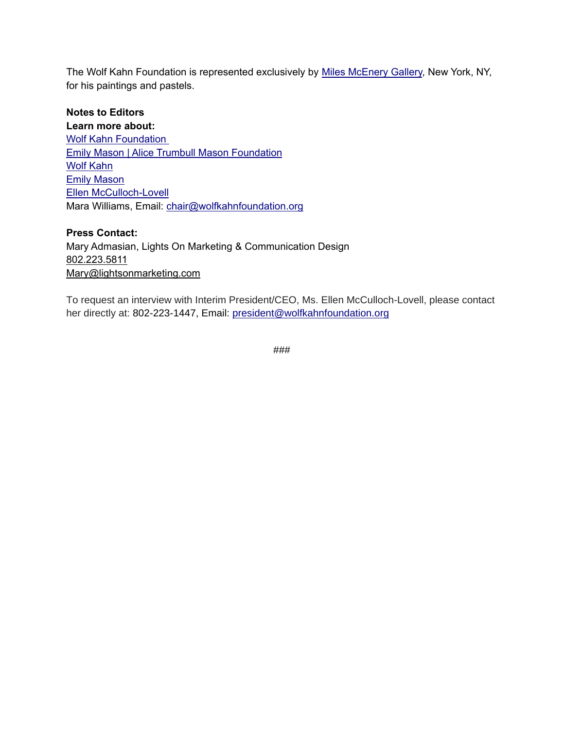The Wolf Kahn Foundation is represented exclusively by Miles McEnery Gallery, New York, NY, for his paintings and pastels.

**Notes to Editors**
**Learn more about:**
Wolf Kahn Foundation
Emily Mason | Alice Trumbull Mason Foundation
Wolf Kahn
Emily Mason
Ellen McCulloch-Lovell
Mara Williams, Email: chair@wolfkahnfoundation.org

**Press Contact:**
Mary Admasian, Lights On Marketing & Communication Design
802.223.5811
Mary@lightsonmarketing.com

To request an interview with Interim President/CEO, Ms. Ellen McCulloch-Lovell, please contact her directly at: 802-223-1447, Email: president@wolfkahnfoundation.org

###